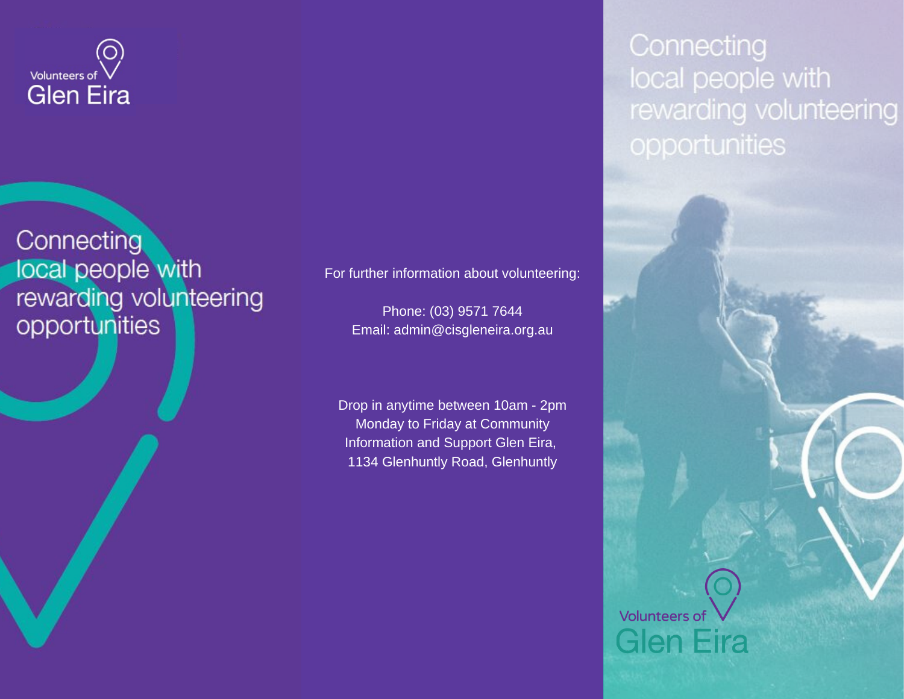Volunteers of
Glen Eira

Connecting
local people with
rewarding volunteering
opportunities

For further information about volunteering:

Phone: (03) 9571 7644
Email: admin@cisgleneira.org.au

Drop in anytime between 10am - 2pm Monday to Friday at Community Information and Support Glen Eira, 1134 Glenhuntly Road, Glenhuntly

# Connecting local people with rewarding volunteering opportunities

Volunteers of
Glen Eira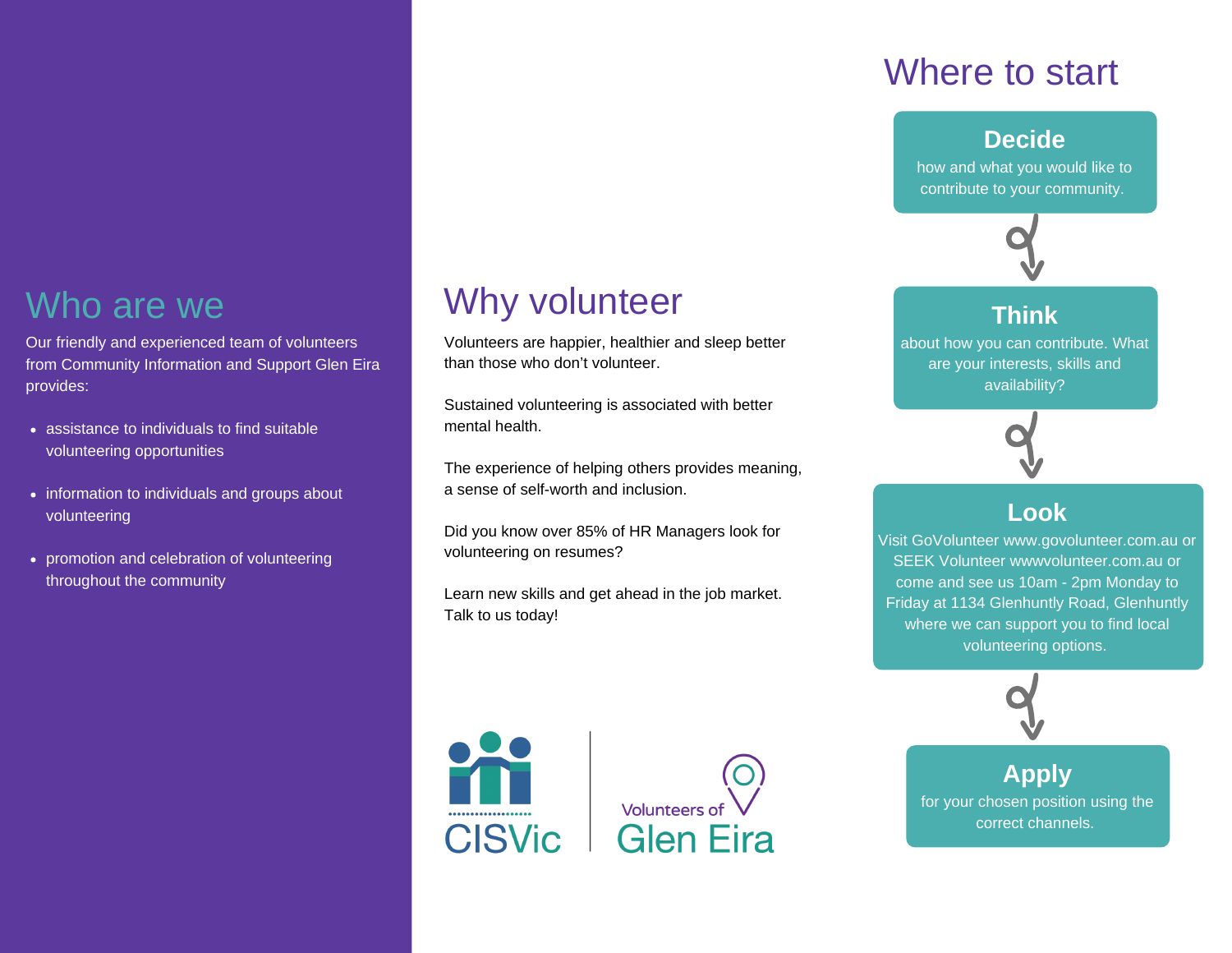## Who are we

Our friendly and experienced team of volunteers from Community Information and Support Glen Eira provides:

- assistance to individuals to find suitable volunteering opportunities
- information to individuals and groups about volunteering
- promotion and celebration of volunteering throughout the community

## Why volunteer

Volunteers are happier, healthier and sleep better than those who don't volunteer.

Sustained volunteering is associated with better mental health.

The experience of helping others provides meaning, a sense of self-worth and inclusion.

Did you know over 85% of HR Managers look for volunteering on resumes?

Learn new skills and get ahead in the job market. Talk to us today!

CISVic

Volunteers of Glen Eira

## Where to start

### Decide

how and what you would like to contribute to your community.

### Think

about how you can contribute. What are your interests, skills and availability?

### Look

Visit GoVolunteer www.govolunteer.com.au or SEEK Volunteer wwwvolunteer.com.au or come and see us 10am - 2pm Monday to Friday at 1134 Glenhuntly Road, Glenhuntly where we can support you to find local volunteering options.

### Apply

for your chosen position using the correct channels.